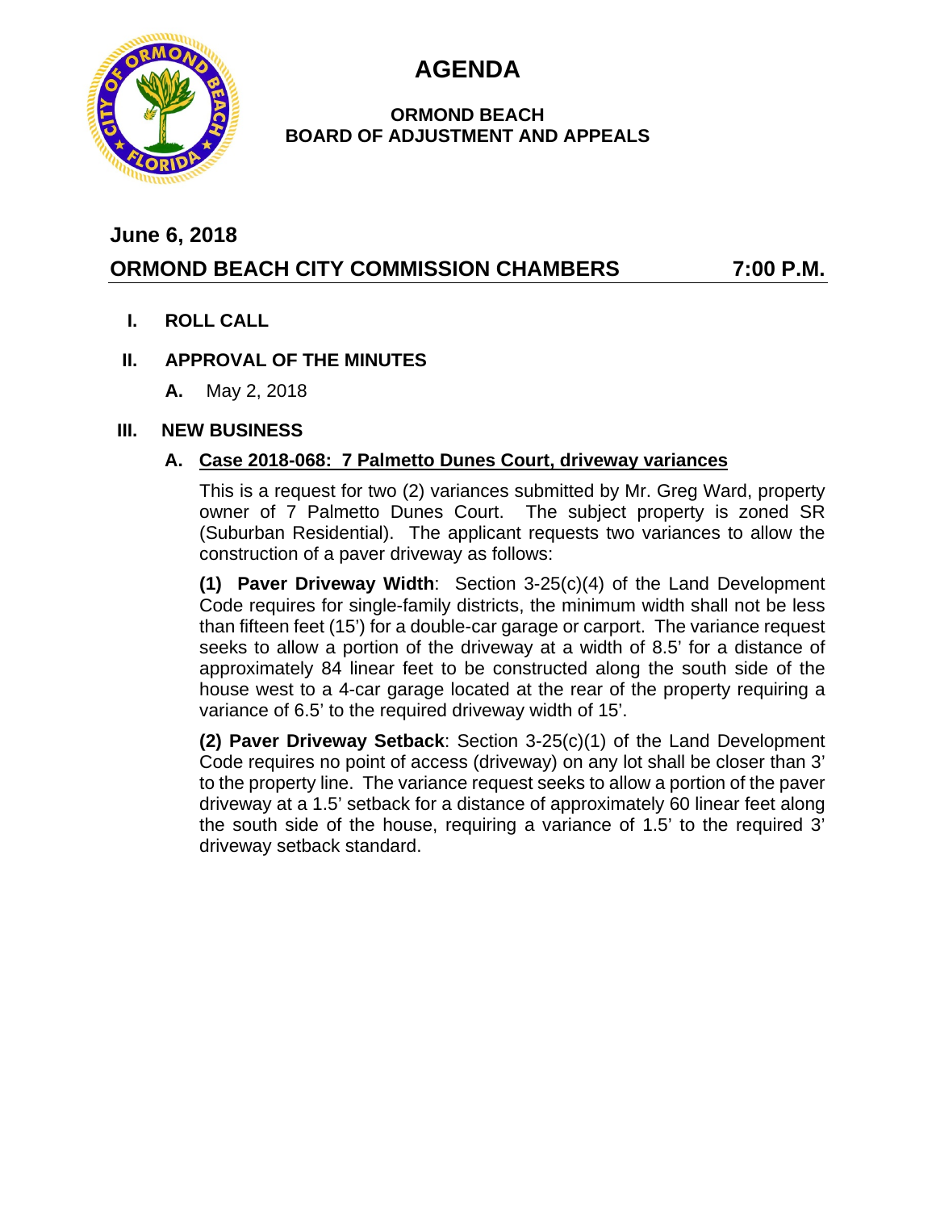# AGENDA

**ORMOND BEACH**
**BOARD OF ADJUSTMENT AND APPEALS**

## June 6, 2018

## ORMOND BEACH CITY COMMISSION CHAMBERS 7:00 P.M.

**I. ROLL CALL**

**II. APPROVAL OF THE MINUTES**

**A.** May 2, 2018

**III. NEW BUSINESS**

**A. Case 2018-068: 7 Palmetto Dunes Court, driveway variances**

This is a request for two (2) variances submitted by Mr. Greg Ward, property owner of 7 Palmetto Dunes Court. The subject property is zoned SR (Suburban Residential). The applicant requests two variances to allow the construction of a paver driveway as follows:

**(1) Paver Driveway Width**: Section 3-25(c)(4) of the Land Development Code requires for single-family districts, the minimum width shall not be less than fifteen feet (15') for a double-car garage or carport. The variance request seeks to allow a portion of the driveway at a width of 8.5' for a distance of approximately 84 linear feet to be constructed along the south side of the house west to a 4-car garage located at the rear of the property requiring a variance of 6.5' to the required driveway width of 15'.

**(2) Paver Driveway Setback**: Section 3-25(c)(1) of the Land Development Code requires no point of access (driveway) on any lot shall be closer than 3' to the property line. The variance request seeks to allow a portion of the paver driveway at a 1.5' setback for a distance of approximately 60 linear feet along the south side of the house, requiring a variance of 1.5' to the required 3' driveway setback standard.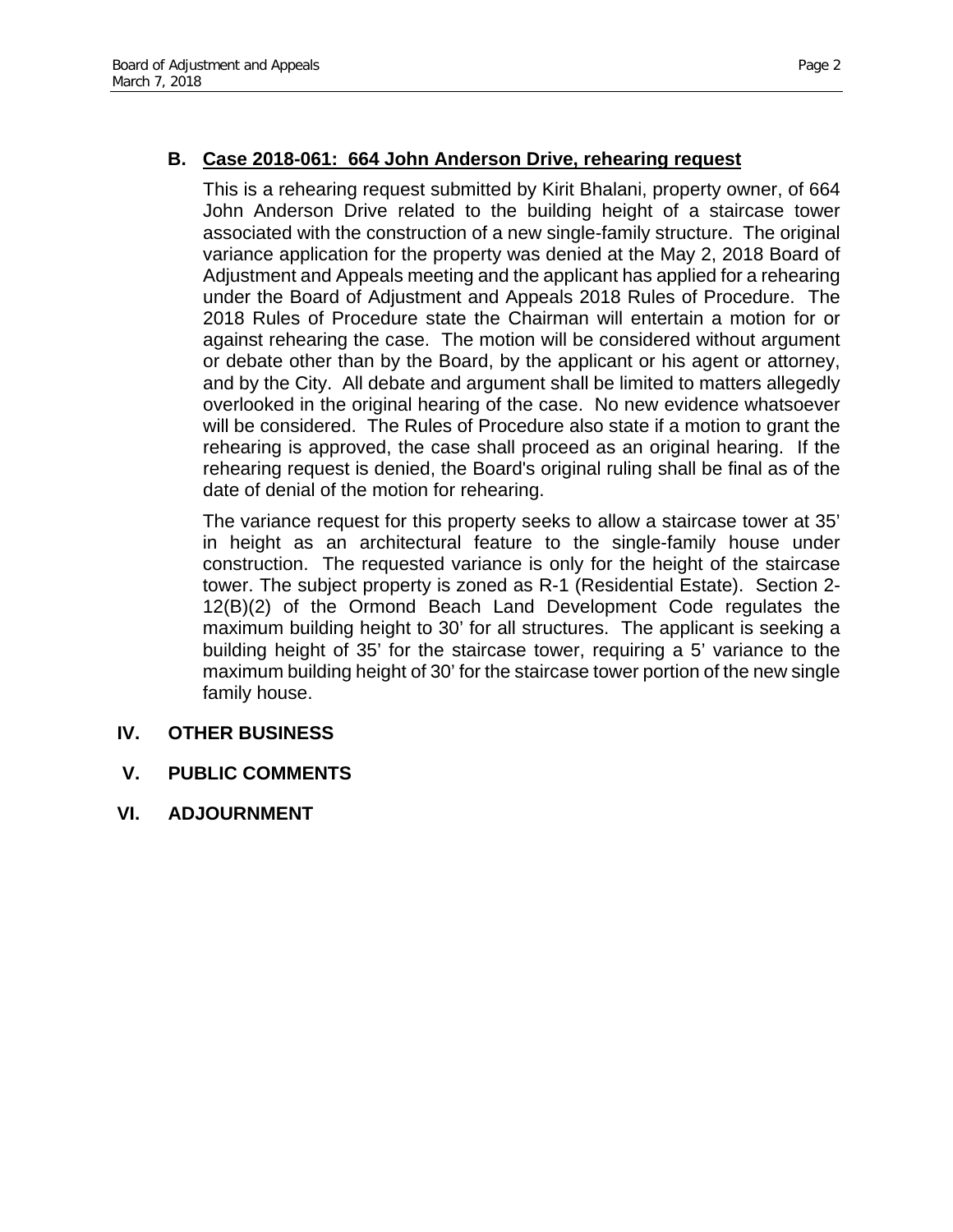## B. Case 2018-061: 664 John Anderson Drive, rehearing request

This is a rehearing request submitted by Kirit Bhalani, property owner, of 664 John Anderson Drive related to the building height of a staircase tower associated with the construction of a new single-family structure. The original variance application for the property was denied at the May 2, 2018 Board of Adjustment and Appeals meeting and the applicant has applied for a rehearing under the Board of Adjustment and Appeals 2018 Rules of Procedure. The 2018 Rules of Procedure state the Chairman will entertain a motion for or against rehearing the case. The motion will be considered without argument or debate other than by the Board, by the applicant or his agent or attorney, and by the City. All debate and argument shall be limited to matters allegedly overlooked in the original hearing of the case. No new evidence whatsoever will be considered. The Rules of Procedure also state if a motion to grant the rehearing is approved, the case shall proceed as an original hearing. If the rehearing request is denied, the Board's original ruling shall be final as of the date of denial of the motion for rehearing.

The variance request for this property seeks to allow a staircase tower at 35' in height as an architectural feature to the single-family house under construction. The requested variance is only for the height of the staircase tower. The subject property is zoned as R-1 (Residential Estate). Section 2-12(B)(2) of the Ormond Beach Land Development Code regulates the maximum building height to 30' for all structures. The applicant is seeking a building height of 35' for the staircase tower, requiring a 5' variance to the maximum building height of 30' for the staircase tower portion of the new single family house.

## IV. OTHER BUSINESS

## V. PUBLIC COMMENTS

## VI. ADJOURNMENT